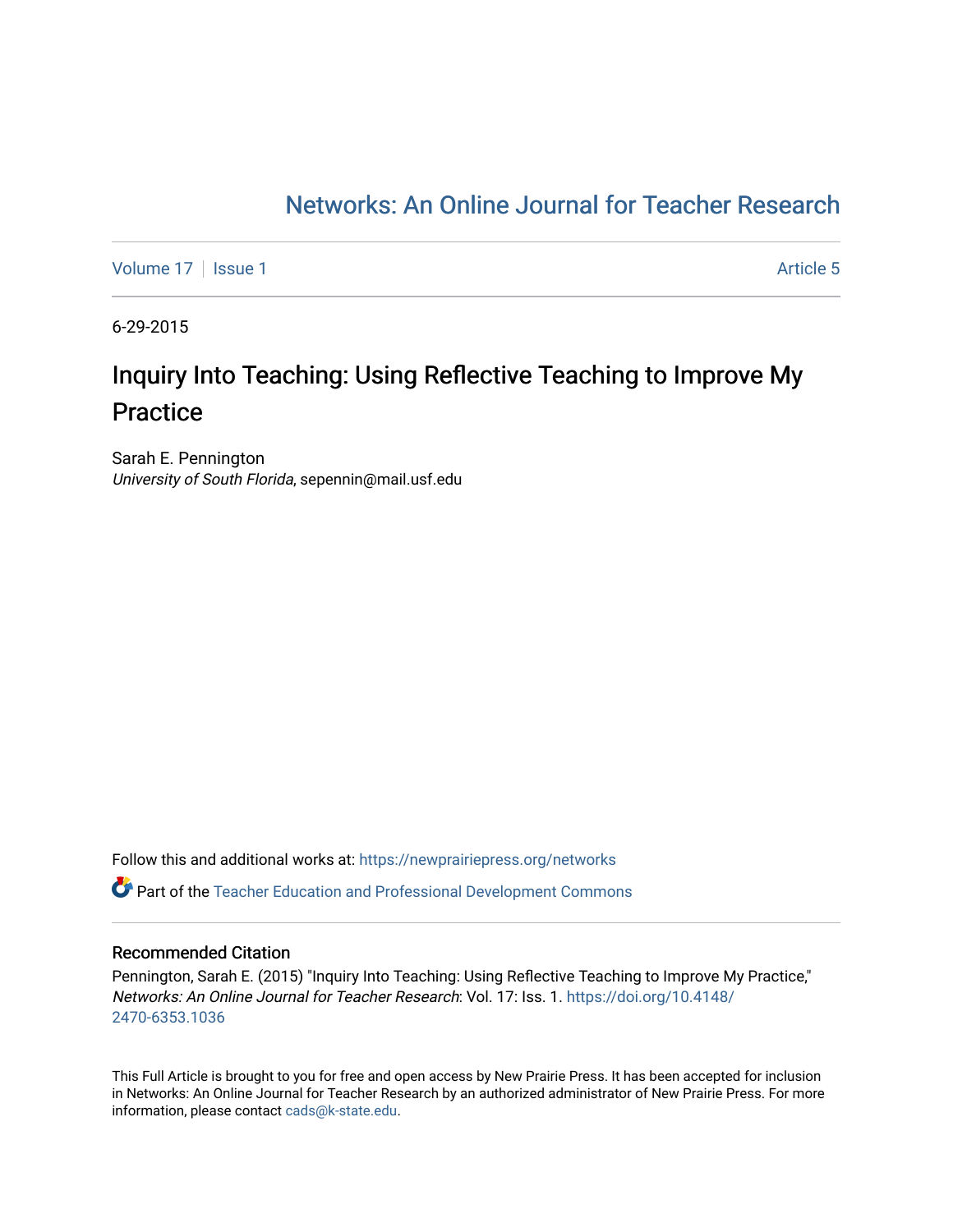Networks: An Online Journal for Teacher Research

Volume 17 | Issue 1 | Article 5

6-29-2015

# Inquiry Into Teaching: Using Reflective Teaching to Improve My Practice

Sarah E. Pennington
*University of South Florida*, sepennin@mail.usf.edu

Follow this and additional works at: https://newprairiepress.org/networks

Part of the Teacher Education and Professional Development Commons

## Recommended Citation

Pennington, Sarah E. (2015) "Inquiry Into Teaching: Using Reflective Teaching to Improve My Practice," *Networks: An Online Journal for Teacher Research*: Vol. 17: Iss. 1. https://doi.org/10.4148/2470-6353.1036

This Full Article is brought to you for free and open access by New Prairie Press. It has been accepted for inclusion in Networks: An Online Journal for Teacher Research by an authorized administrator of New Prairie Press. For more information, please contact cads@k-state.edu.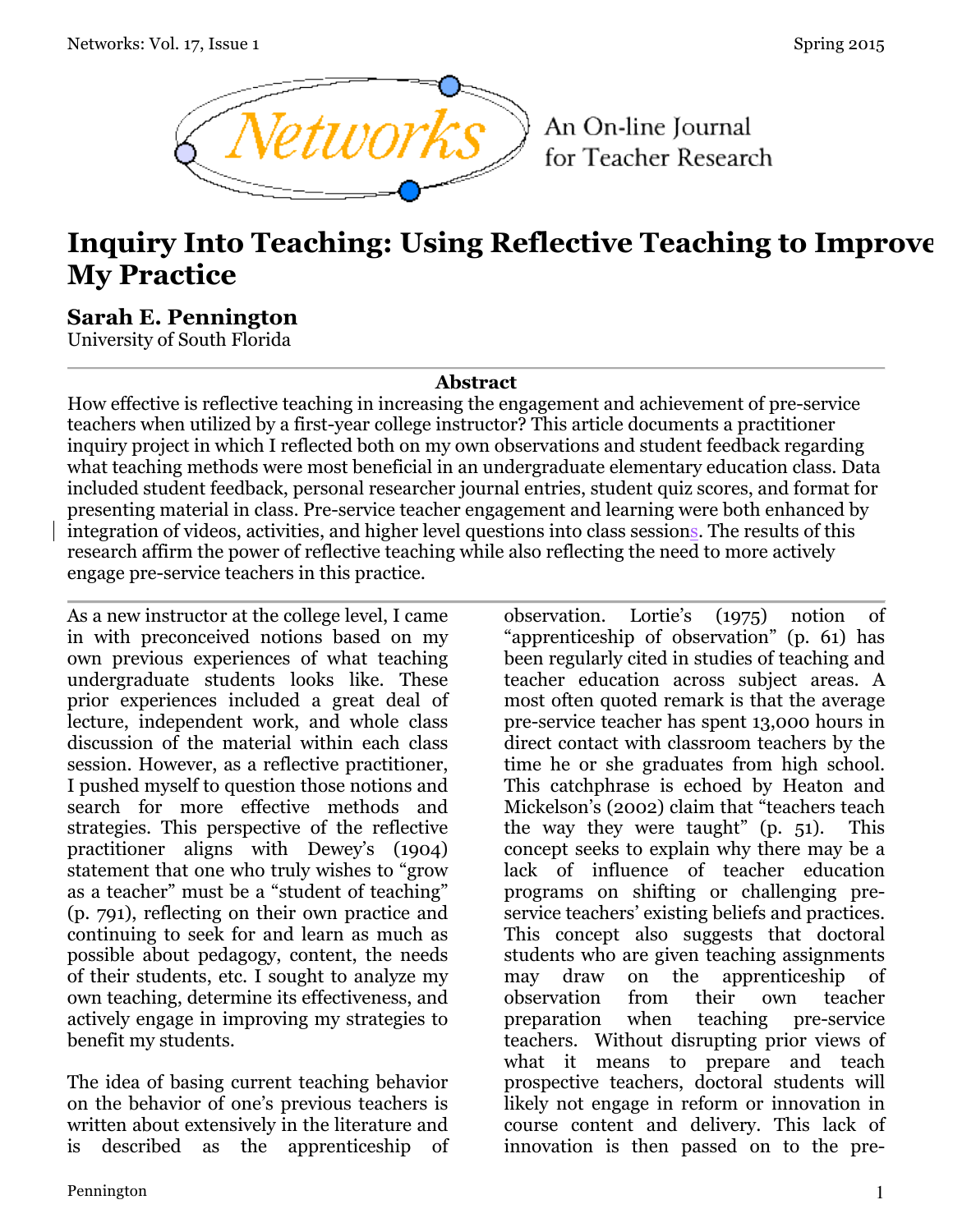# Inquiry Into Teaching: Using Reflective Teaching to Improve My Practice

## Sarah E. Pennington

University of South Florida

### Abstract

How effective is reflective teaching in increasing the engagement and achievement of pre-service teachers when utilized by a first-year college instructor? This article documents a practitioner inquiry project in which I reflected both on my own observations and student feedback regarding what teaching methods were most beneficial in an undergraduate elementary education class. Data included student feedback, personal researcher journal entries, student quiz scores, and format for presenting material in class. Pre-service teacher engagement and learning were both enhanced by integration of videos, activities, and higher level questions into class sessions. The results of this research affirm the power of reflective teaching while also reflecting the need to more actively engage pre-service teachers in this practice.

---

As a new instructor at the college level, I came in with preconceived notions based on my own previous experiences of what teaching undergraduate students looks like. These prior experiences included a great deal of lecture, independent work, and whole class discussion of the material within each class session. However, as a reflective practitioner, I pushed myself to question those notions and search for more effective methods and strategies. This perspective of the reflective practitioner aligns with Dewey's (1904) statement that one who truly wishes to "grow as a teacher" must be a "student of teaching" (p. 791), reflecting on their own practice and continuing to seek for and learn as much as possible about pedagogy, content, the needs of their students, etc. I sought to analyze my own teaching, determine its effectiveness, and actively engage in improving my strategies to benefit my students.

The idea of basing current teaching behavior on the behavior of one's previous teachers is written about extensively in the literature and is described as the apprenticeship of observation. Lortie's (1975) notion of "apprenticeship of observation" (p. 61) has been regularly cited in studies of teaching and teacher education across subject areas. A most often quoted remark is that the average pre-service teacher has spent 13,000 hours in direct contact with classroom teachers by the time he or she graduates from high school. This catchphrase is echoed by Heaton and Mickelson's (2002) claim that "teachers teach the way they were taught" (p. 51). This concept seeks to explain why there may be a lack of influence of teacher education programs on shifting or challenging pre-service teachers' existing beliefs and practices. This concept also suggests that doctoral students who are given teaching assignments may draw on the apprenticeship of observation from their own teacher preparation when teaching pre-service teachers. Without disrupting prior views of what it means to prepare and teach prospective teachers, doctoral students will likely not engage in reform or innovation in course content and delivery. This lack of innovation is then passed on to the pre-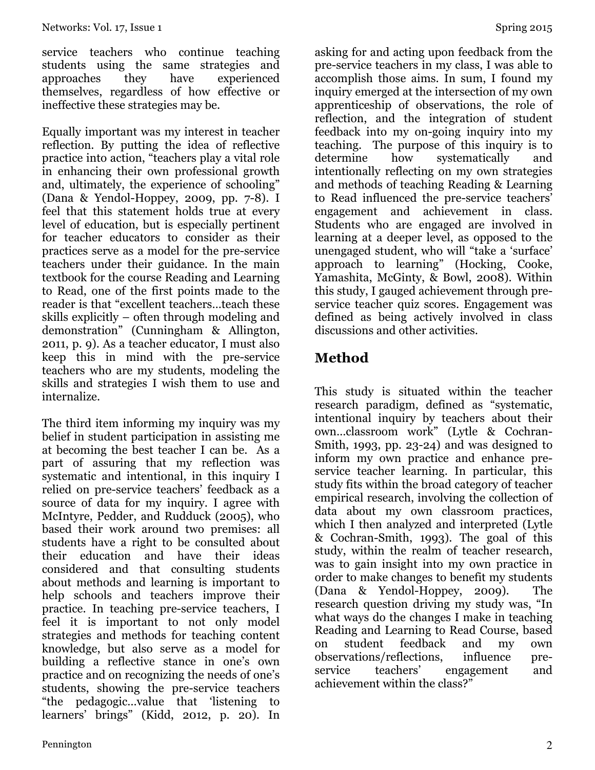service teachers who continue teaching students using the same strategies and approaches they have experienced themselves, regardless of how effective or ineffective these strategies may be.

Equally important was my interest in teacher reflection. By putting the idea of reflective practice into action, "teachers play a vital role in enhancing their own professional growth and, ultimately, the experience of schooling" (Dana & Yendol-Hoppey, 2009, pp. 7-8). I feel that this statement holds true at every level of education, but is especially pertinent for teacher educators to consider as their practices serve as a model for the pre-service teachers under their guidance. In the main textbook for the course Reading and Learning to Read, one of the first points made to the reader is that "excellent teachers…teach these skills explicitly – often through modeling and demonstration" (Cunningham & Allington, 2011, p. 9). As a teacher educator, I must also keep this in mind with the pre-service teachers who are my students, modeling the skills and strategies I wish them to use and internalize.

The third item informing my inquiry was my belief in student participation in assisting me at becoming the best teacher I can be. As a part of assuring that my reflection was systematic and intentional, in this inquiry I relied on pre-service teachers' feedback as a source of data for my inquiry. I agree with McIntyre, Pedder, and Rudduck (2005), who based their work around two premises: all students have a right to be consulted about their education and have their ideas considered and that consulting students about methods and learning is important to help schools and teachers improve their practice. In teaching pre-service teachers, I feel it is important to not only model strategies and methods for teaching content knowledge, but also serve as a model for building a reflective stance in one's own practice and on recognizing the needs of one's students, showing the pre-service teachers "the pedagogic…value that 'listening to learners' brings" (Kidd, 2012, p. 20). In asking for and acting upon feedback from the pre-service teachers in my class, I was able to accomplish those aims. In sum, I found my inquiry emerged at the intersection of my own apprenticeship of observations, the role of reflection, and the integration of student feedback into my on-going inquiry into my teaching. The purpose of this inquiry is to determine how systematically and intentionally reflecting on my own strategies and methods of teaching Reading & Learning to Read influenced the pre-service teachers' engagement and achievement in class. Students who are engaged are involved in learning at a deeper level, as opposed to the unengaged student, who will "take a 'surface' approach to learning" (Hocking, Cooke, Yamashita, McGinty, & Bowl, 2008). Within this study, I gauged achievement through pre-service teacher quiz scores. Engagement was defined as being actively involved in class discussions and other activities.

## Method

This study is situated within the teacher research paradigm, defined as "systematic, intentional inquiry by teachers about their own…classroom work" (Lytle & Cochran-Smith, 1993, pp. 23-24) and was designed to inform my own practice and enhance pre-service teacher learning. In particular, this study fits within the broad category of teacher empirical research, involving the collection of data about my own classroom practices, which I then analyzed and interpreted (Lytle & Cochran-Smith, 1993). The goal of this study, within the realm of teacher research, was to gain insight into my own practice in order to make changes to benefit my students (Dana & Yendol-Hoppey, 2009). The research question driving my study was, "In what ways do the changes I make in teaching Reading and Learning to Read Course, based on student feedback and my own observations/reflections, influence pre-service teachers' engagement and achievement within the class?"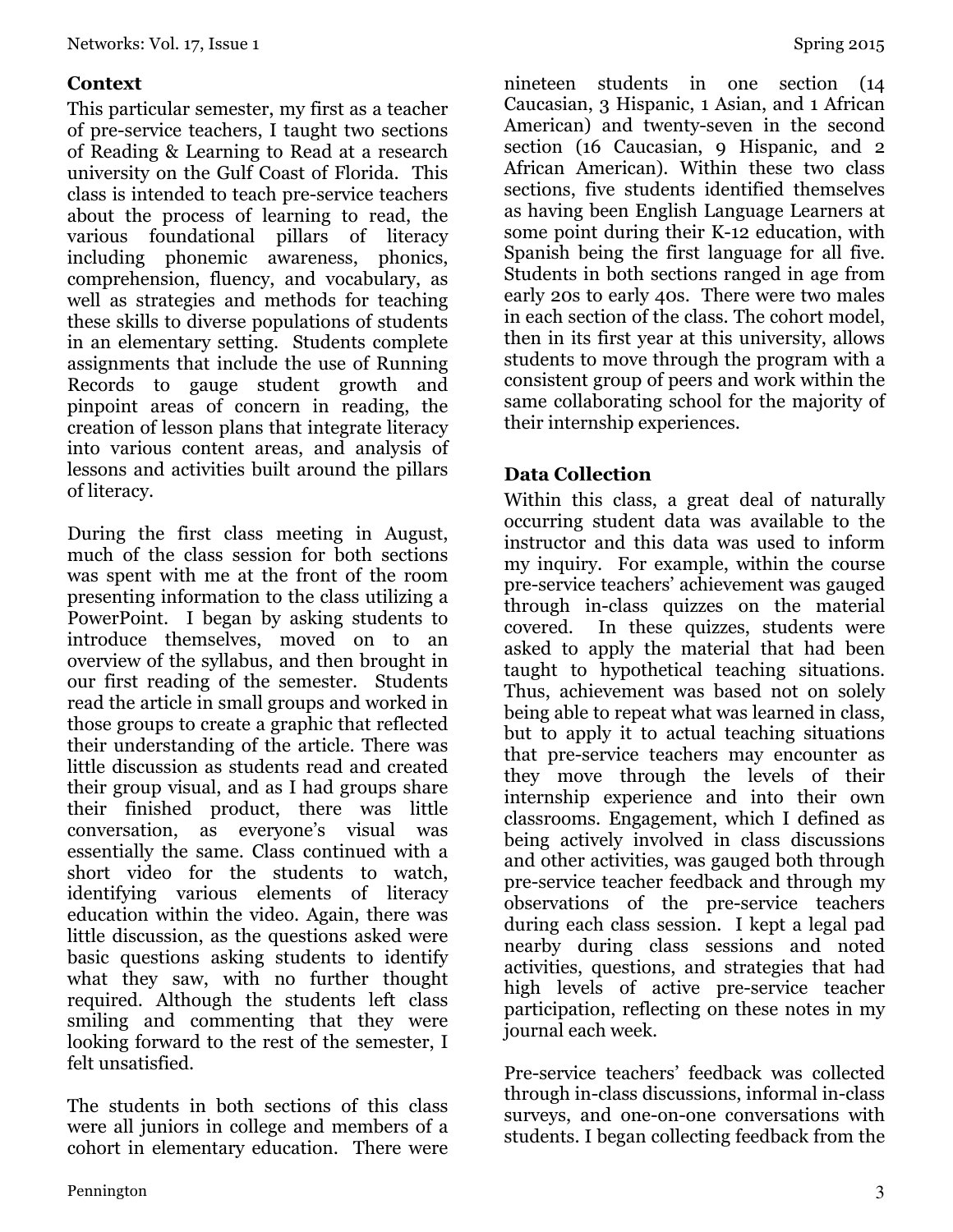## Context

This particular semester, my first as a teacher of pre-service teachers, I taught two sections of Reading & Learning to Read at a research university on the Gulf Coast of Florida. This class is intended to teach pre-service teachers about the process of learning to read, the various foundational pillars of literacy including phonemic awareness, phonics, comprehension, fluency, and vocabulary, as well as strategies and methods for teaching these skills to diverse populations of students in an elementary setting. Students complete assignments that include the use of Running Records to gauge student growth and pinpoint areas of concern in reading, the creation of lesson plans that integrate literacy into various content areas, and analysis of lessons and activities built around the pillars of literacy.

During the first class meeting in August, much of the class session for both sections was spent with me at the front of the room presenting information to the class utilizing a PowerPoint. I began by asking students to introduce themselves, moved on to an overview of the syllabus, and then brought in our first reading of the semester. Students read the article in small groups and worked in those groups to create a graphic that reflected their understanding of the article. There was little discussion as students read and created their group visual, and as I had groups share their finished product, there was little conversation, as everyone's visual was essentially the same. Class continued with a short video for the students to watch, identifying various elements of literacy education within the video. Again, there was little discussion, as the questions asked were basic questions asking students to identify what they saw, with no further thought required. Although the students left class smiling and commenting that they were looking forward to the rest of the semester, I felt unsatisfied.

The students in both sections of this class were all juniors in college and members of a cohort in elementary education. There were nineteen students in one section (14 Caucasian, 3 Hispanic, 1 Asian, and 1 African American) and twenty-seven in the second section (16 Caucasian, 9 Hispanic, and 2 African American). Within these two class sections, five students identified themselves as having been English Language Learners at some point during their K-12 education, with Spanish being the first language for all five. Students in both sections ranged in age from early 20s to early 40s. There were two males in each section of the class. The cohort model, then in its first year at this university, allows students to move through the program with a consistent group of peers and work within the same collaborating school for the majority of their internship experiences.

## Data Collection

Within this class, a great deal of naturally occurring student data was available to the instructor and this data was used to inform my inquiry. For example, within the course pre-service teachers' achievement was gauged through in-class quizzes on the material covered. In these quizzes, students were asked to apply the material that had been taught to hypothetical teaching situations. Thus, achievement was based not on solely being able to repeat what was learned in class, but to apply it to actual teaching situations that pre-service teachers may encounter as they move through the levels of their internship experience and into their own classrooms. Engagement, which I defined as being actively involved in class discussions and other activities, was gauged both through pre-service teacher feedback and through my observations of the pre-service teachers during each class session. I kept a legal pad nearby during class sessions and noted activities, questions, and strategies that had high levels of active pre-service teacher participation, reflecting on these notes in my journal each week.

Pre-service teachers' feedback was collected through in-class discussions, informal in-class surveys, and one-on-one conversations with students. I began collecting feedback from the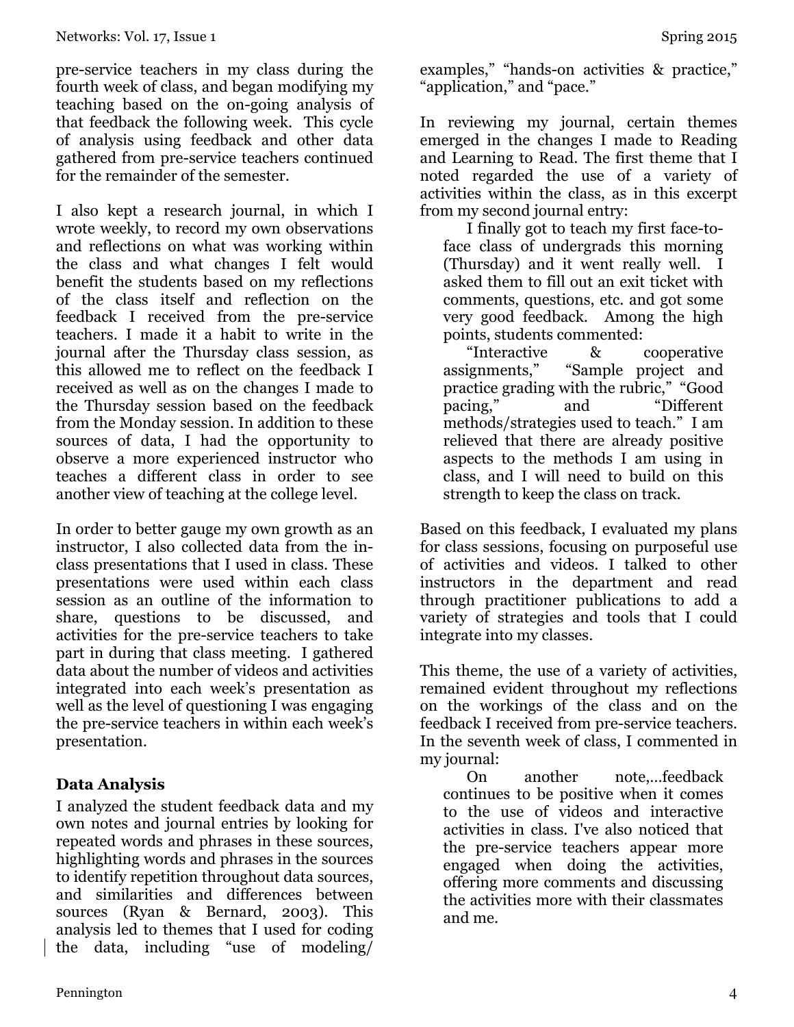pre-service teachers in my class during the fourth week of class, and began modifying my teaching based on the on-going analysis of that feedback the following week. This cycle of analysis using feedback and other data gathered from pre-service teachers continued for the remainder of the semester.

I also kept a research journal, in which I wrote weekly, to record my own observations and reflections on what was working within the class and what changes I felt would benefit the students based on my reflections of the class itself and reflection on the feedback I received from the pre-service teachers. I made it a habit to write in the journal after the Thursday class session, as this allowed me to reflect on the feedback I received as well as on the changes I made to the Thursday session based on the feedback from the Monday session. In addition to these sources of data, I had the opportunity to observe a more experienced instructor who teaches a different class in order to see another view of teaching at the college level.

In order to better gauge my own growth as an instructor, I also collected data from the in-class presentations that I used in class. These presentations were used within each class session as an outline of the information to share, questions to be discussed, and activities for the pre-service teachers to take part in during that class meeting. I gathered data about the number of videos and activities integrated into each week's presentation as well as the level of questioning I was engaging the pre-service teachers in within each week's presentation.

### Data Analysis

I analyzed the student feedback data and my own notes and journal entries by looking for repeated words and phrases in these sources, highlighting words and phrases in the sources to identify repetition throughout data sources, and similarities and differences between sources (Ryan & Bernard, 2003). This analysis led to themes that I used for coding the data, including "use of modeling/examples," "hands-on activities & practice," "application," and "pace."

In reviewing my journal, certain themes emerged in the changes I made to Reading and Learning to Read. The first theme that I noted regarded the use of a variety of activities within the class, as in this excerpt from my second journal entry:

> I finally got to teach my first face-to-face class of undergrads this morning (Thursday) and it went really well. I asked them to fill out an exit ticket with comments, questions, etc. and got some very good feedback. Among the high points, students commented:
>
> "Interactive & cooperative assignments," "Sample project and practice grading with the rubric," "Good pacing," and "Different methods/strategies used to teach." I am relieved that there are already positive aspects to the methods I am using in class, and I will need to build on this strength to keep the class on track.

Based on this feedback, I evaluated my plans for class sessions, focusing on purposeful use of activities and videos. I talked to other instructors in the department and read through practitioner publications to add a variety of strategies and tools that I could integrate into my classes.

This theme, the use of a variety of activities, remained evident throughout my reflections on the workings of the class and on the feedback I received from pre-service teachers. In the seventh week of class, I commented in my journal:

> On another note,...feedback continues to be positive when it comes to the use of videos and interactive activities in class. I've also noticed that the pre-service teachers appear more engaged when doing the activities, offering more comments and discussing the activities more with their classmates and me.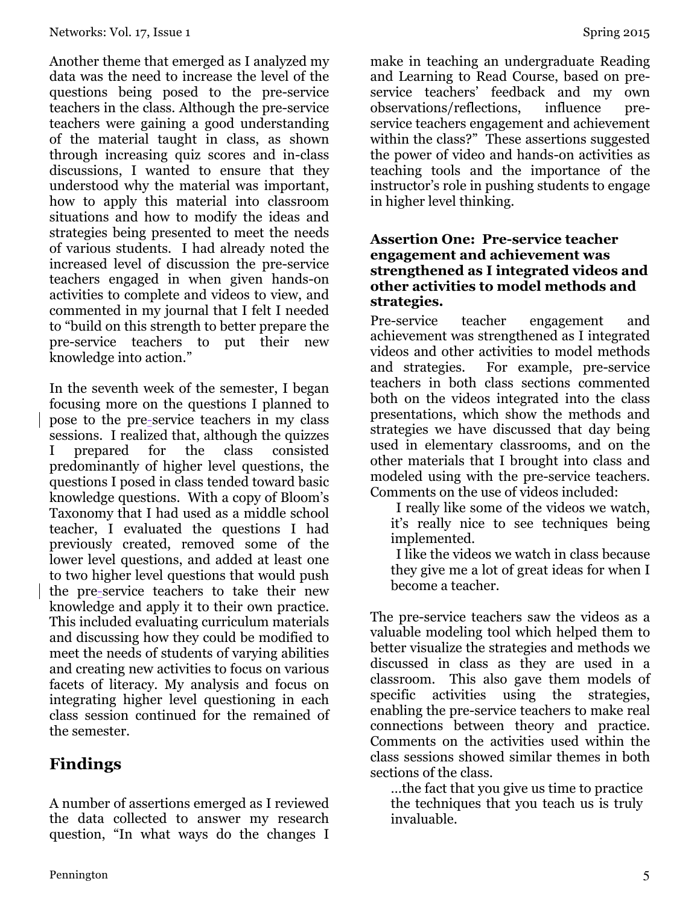Another theme that emerged as I analyzed my data was the need to increase the level of the questions being posed to the pre-service teachers in the class. Although the pre-service teachers were gaining a good understanding of the material taught in class, as shown through increasing quiz scores and in-class discussions, I wanted to ensure that they understood why the material was important, how to apply this material into classroom situations and how to modify the ideas and strategies being presented to meet the needs of various students. I had already noted the increased level of discussion the pre-service teachers engaged in when given hands-on activities to complete and videos to view, and commented in my journal that I felt I needed to "build on this strength to better prepare the pre-service teachers to put their new knowledge into action."

In the seventh week of the semester, I began focusing more on the questions I planned to pose to the pre-service teachers in my class sessions. I realized that, although the quizzes I prepared for the class consisted predominantly of higher level questions, the questions I posed in class tended toward basic knowledge questions. With a copy of Bloom's Taxonomy that I had used as a middle school teacher, I evaluated the questions I had previously created, removed some of the lower level questions, and added at least one to two higher level questions that would push the pre-service teachers to take their new knowledge and apply it to their own practice. This included evaluating curriculum materials and discussing how they could be modified to meet the needs of students of varying abilities and creating new activities to focus on various facets of literacy. My analysis and focus on integrating higher level questioning in each class session continued for the remained of the semester.

## Findings

A number of assertions emerged as I reviewed the data collected to answer my research question, "In what ways do the changes I make in teaching an undergraduate Reading and Learning to Read Course, based on pre-service teachers' feedback and my own observations/reflections, influence pre-service teachers engagement and achievement within the class?" These assertions suggested the power of video and hands-on activities as teaching tools and the importance of the instructor's role in pushing students to engage in higher level thinking.

**Assertion One: Pre-service teacher engagement and achievement was strengthened as I integrated videos and other activities to model methods and strategies.**

Pre-service teacher engagement and achievement was strengthened as I integrated videos and other activities to model methods and strategies. For example, pre-service teachers in both class sections commented both on the videos integrated into the class presentations, which show the methods and strategies we have discussed that day being used in elementary classrooms, and on the other materials that I brought into class and modeled using with the pre-service teachers. Comments on the use of videos included:

> I really like some of the videos we watch, it's really nice to see techniques being implemented.
>
> I like the videos we watch in class because they give me a lot of great ideas for when I become a teacher.

The pre-service teachers saw the videos as a valuable modeling tool which helped them to better visualize the strategies and methods we discussed in class as they are used in a classroom. This also gave them models of specific activities using the strategies, enabling the pre-service teachers to make real connections between theory and practice. Comments on the activities used within the class sessions showed similar themes in both sections of the class.

> …the fact that you give us time to practice the techniques that you teach us is truly invaluable.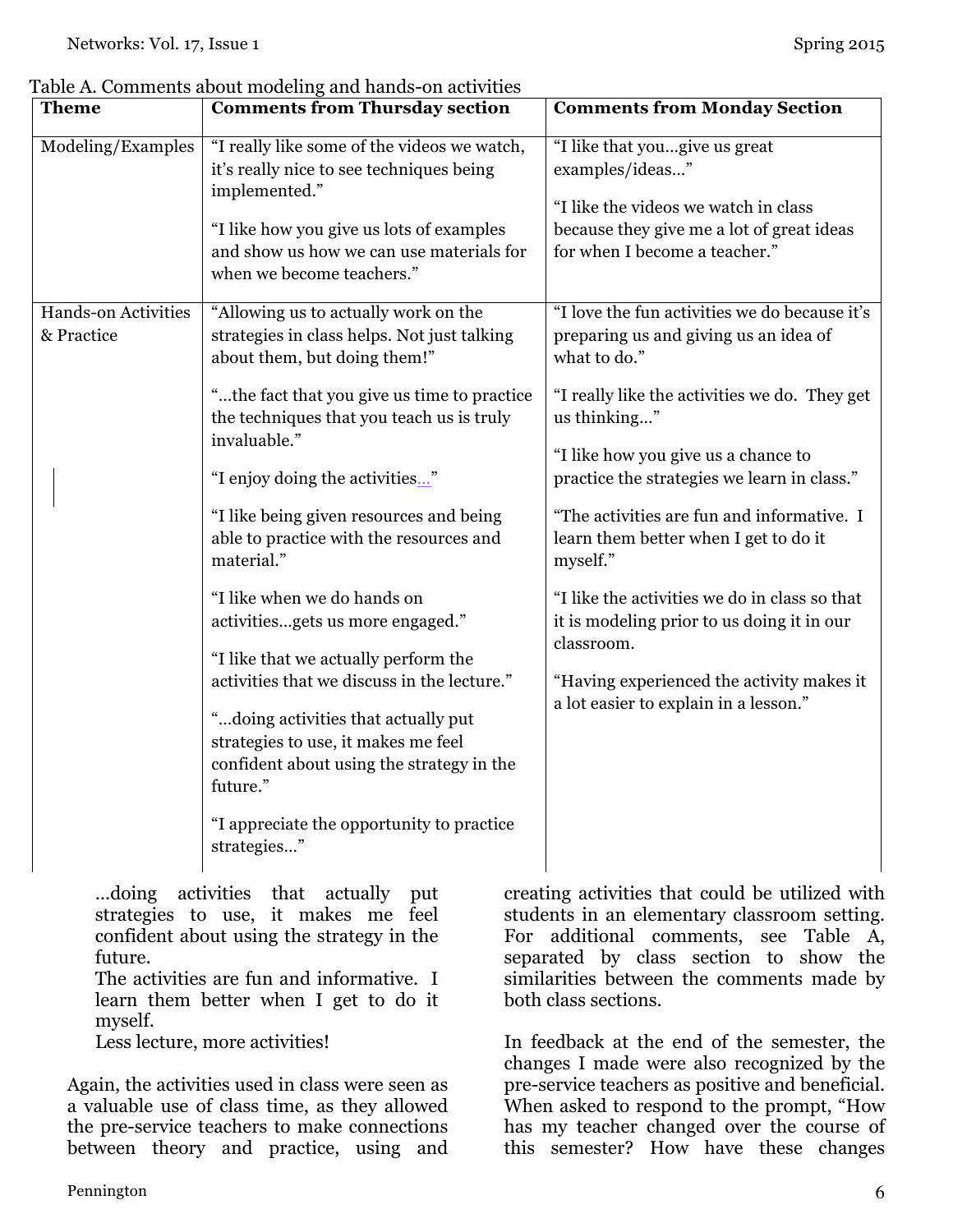Table A. Comments about modeling and hands-on activities

| Theme | Comments from Thursday section | Comments from Monday Section |
|---|---|---|
| Modeling/Examples | "I really like some of the videos we watch, it's really nice to see techniques being implemented." "I like how you give us lots of examples and show us how we can use materials for when we become teachers." | "I like that you…give us great examples/ideas…" "I like the videos we watch in class because they give me a lot of great ideas for when I become a teacher." |
| Hands-on Activities & Practice | "Allowing us to actually work on the strategies in class helps. Not just talking about them, but doing them!" "…the fact that you give us time to practice the techniques that you teach us is truly invaluable." "I enjoy doing the activities…" "I like being given resources and being able to practice with the resources and material." "I like when we do hands on activities…gets us more engaged." "I like that we actually perform the activities that we discuss in the lecture." "…doing activities that actually put strategies to use, it makes me feel confident about using the strategy in the future." "I appreciate the opportunity to practice strategies…" | "I love the fun activities we do because it's preparing us and giving us an idea of what to do." "I really like the activities we do. They get us thinking…" "I like how you give us a chance to practice the strategies we learn in class." "The activities are fun and informative. I learn them better when I get to do it myself." "I like the activities we do in class so that it is modeling prior to us doing it in our classroom. "Having experienced the activity makes it a lot easier to explain in a lesson." |

> …doing activities that actually put strategies to use, it makes me feel confident about using the strategy in the future.
> The activities are fun and informative. I learn them better when I get to do it myself.
> Less lecture, more activities!

Again, the activities used in class were seen as a valuable use of class time, as they allowed the pre-service teachers to make connections between theory and practice, using and creating activities that could be utilized with students in an elementary classroom setting. For additional comments, see Table A, separated by class section to show the similarities between the comments made by both class sections.

In feedback at the end of the semester, the changes I made were also recognized by the pre-service teachers as positive and beneficial. When asked to respond to the prompt, "How has my teacher changed over the course of this semester? How have these changes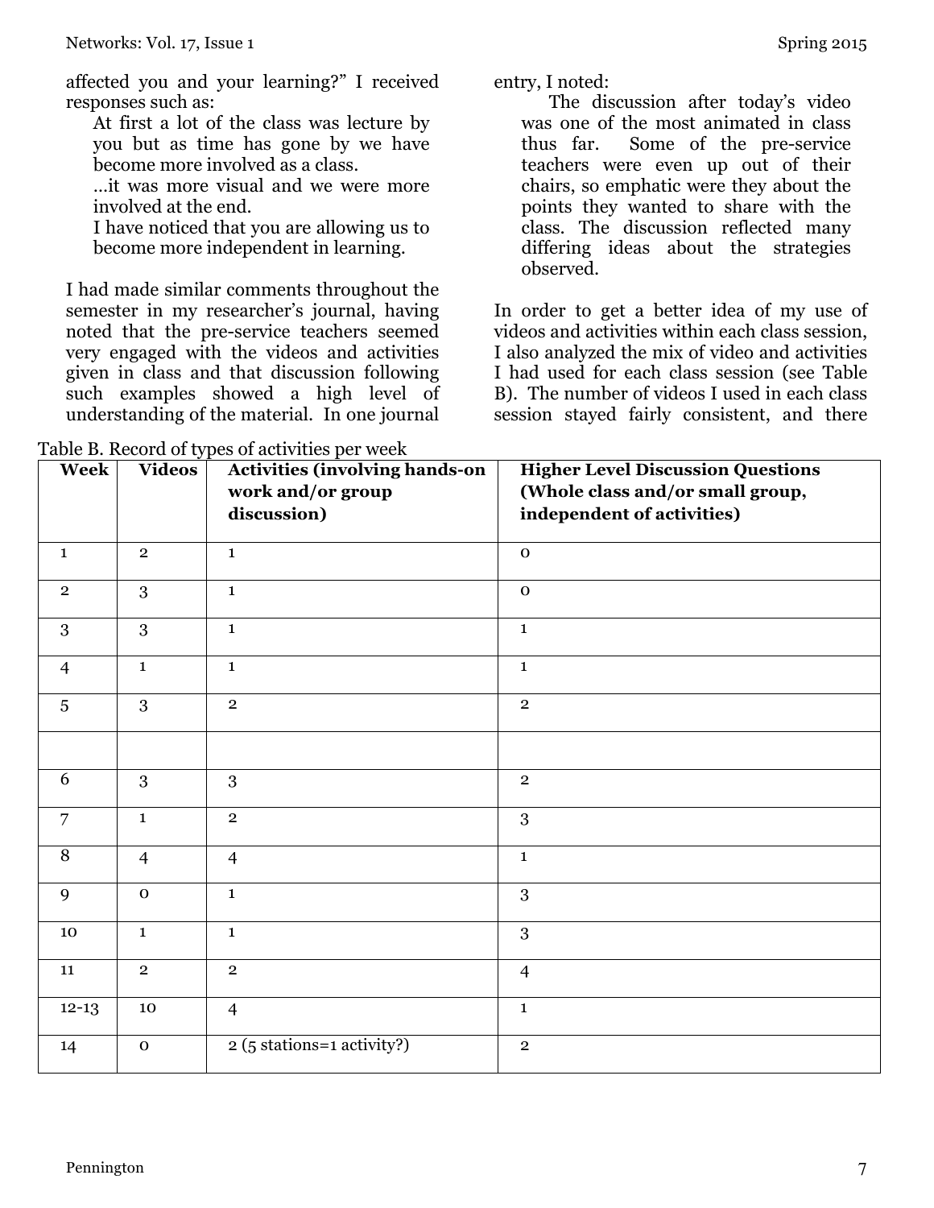affected you and your learning?" I received responses such as:

> At first a lot of the class was lecture by you but as time has gone by we have become more involved as a class.
>
> …it was more visual and we were more involved at the end.
>
> I have noticed that you are allowing us to become more independent in learning.

I had made similar comments throughout the semester in my researcher's journal, having noted that the pre-service teachers seemed very engaged with the videos and activities given in class and that discussion following such examples showed a high level of understanding of the material. In one journal entry, I noted:

> The discussion after today's video was one of the most animated in class thus far. Some of the pre-service teachers were even up out of their chairs, so emphatic were they about the points they wanted to share with the class. The discussion reflected many differing ideas about the strategies observed.

In order to get a better idea of my use of videos and activities within each class session, I also analyzed the mix of video and activities I had used for each class session (see Table B). The number of videos I used in each class session stayed fairly consistent, and there

Table B. Record of types of activities per week

| Week | Videos | Activities (involving hands-on work and/or group discussion) | Higher Level Discussion Questions (Whole class and/or small group, independent of activities) |
|---|---|---|---|
| 1 | 2 | 1 | 0 |
| 2 | 3 | 1 | 0 |
| 3 | 3 | 1 | 1 |
| 4 | 1 | 1 | 1 |
| 5 | 3 | 2 | 2 |
| | | | |
| 6 | 3 | 3 | 2 |
| 7 | 1 | 2 | 3 |
| 8 | 4 | 4 | 1 |
| 9 | 0 | 1 | 3 |
| 10 | 1 | 1 | 3 |
| 11 | 2 | 2 | 4 |
| 12-13 | 10 | 4 | 1 |
| 14 | 0 | 2 (5 stations=1 activity?) | 2 |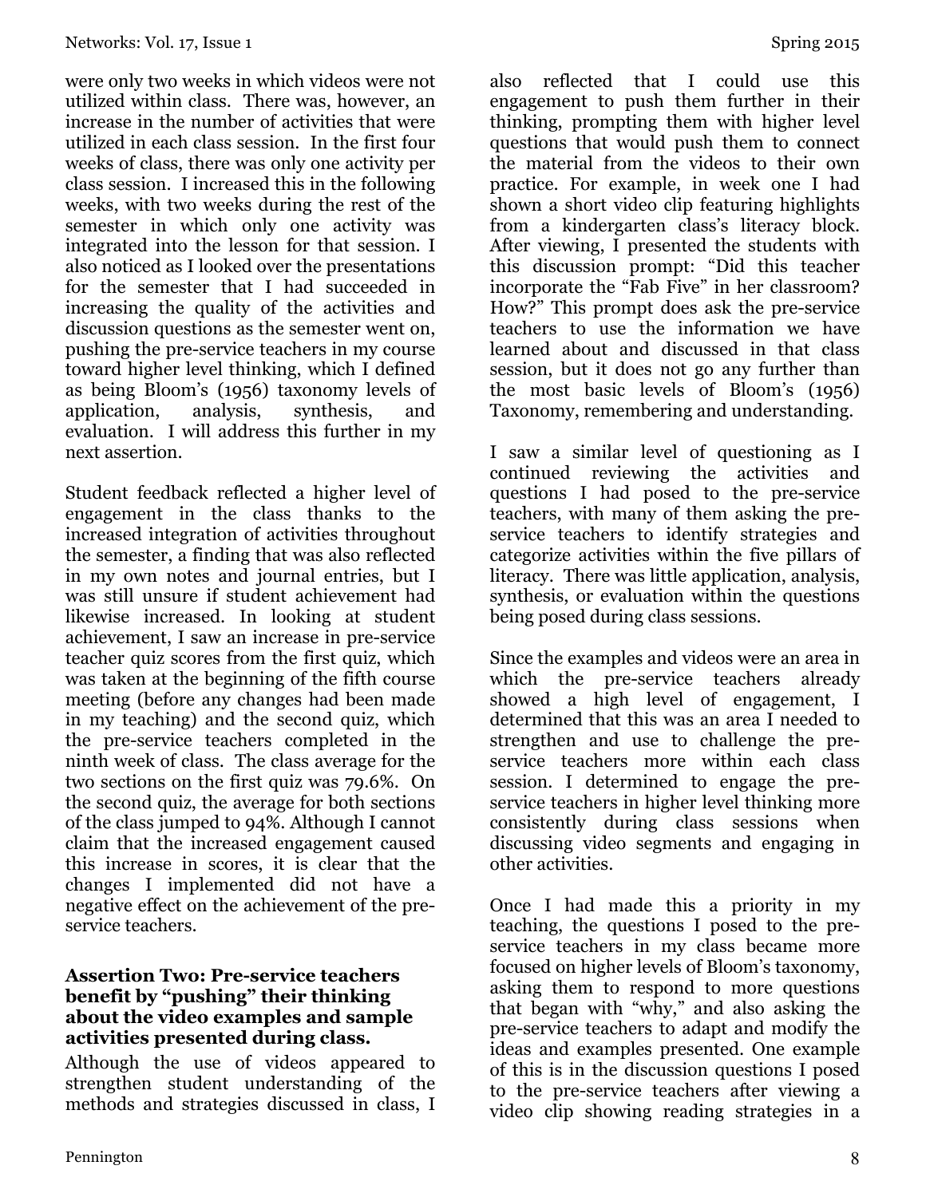were only two weeks in which videos were not utilized within class. There was, however, an increase in the number of activities that were utilized in each class session. In the first four weeks of class, there was only one activity per class session. I increased this in the following weeks, with two weeks during the rest of the semester in which only one activity was integrated into the lesson for that session. I also noticed as I looked over the presentations for the semester that I had succeeded in increasing the quality of the activities and discussion questions as the semester went on, pushing the pre-service teachers in my course toward higher level thinking, which I defined as being Bloom's (1956) taxonomy levels of application, analysis, synthesis, and evaluation. I will address this further in my next assertion.

Student feedback reflected a higher level of engagement in the class thanks to the increased integration of activities throughout the semester, a finding that was also reflected in my own notes and journal entries, but I was still unsure if student achievement had likewise increased. In looking at student achievement, I saw an increase in pre-service teacher quiz scores from the first quiz, which was taken at the beginning of the fifth course meeting (before any changes had been made in my teaching) and the second quiz, which the pre-service teachers completed in the ninth week of class. The class average for the two sections on the first quiz was 79.6%. On the second quiz, the average for both sections of the class jumped to 94%. Although I cannot claim that the increased engagement caused this increase in scores, it is clear that the changes I implemented did not have a negative effect on the achievement of the pre-service teachers.

### Assertion Two: Pre-service teachers benefit by "pushing" their thinking about the video examples and sample activities presented during class.

Although the use of videos appeared to strengthen student understanding of the methods and strategies discussed in class, I also reflected that I could use this engagement to push them further in their thinking, prompting them with higher level questions that would push them to connect the material from the videos to their own practice. For example, in week one I had shown a short video clip featuring highlights from a kindergarten class's literacy block. After viewing, I presented the students with this discussion prompt: "Did this teacher incorporate the "Fab Five" in her classroom? How?" This prompt does ask the pre-service teachers to use the information we have learned about and discussed in that class session, but it does not go any further than the most basic levels of Bloom's (1956) Taxonomy, remembering and understanding.

I saw a similar level of questioning as I continued reviewing the activities and questions I had posed to the pre-service teachers, with many of them asking the pre-service teachers to identify strategies and categorize activities within the five pillars of literacy. There was little application, analysis, synthesis, or evaluation within the questions being posed during class sessions.

Since the examples and videos were an area in which the pre-service teachers already showed a high level of engagement, I determined that this was an area I needed to strengthen and use to challenge the pre-service teachers more within each class session. I determined to engage the pre-service teachers in higher level thinking more consistently during class sessions when discussing video segments and engaging in other activities.

Once I had made this a priority in my teaching, the questions I posed to the pre-service teachers in my class became more focused on higher levels of Bloom's taxonomy, asking them to respond to more questions that began with "why," and also asking the pre-service teachers to adapt and modify the ideas and examples presented. One example of this is in the discussion questions I posed to the pre-service teachers after viewing a video clip showing reading strategies in a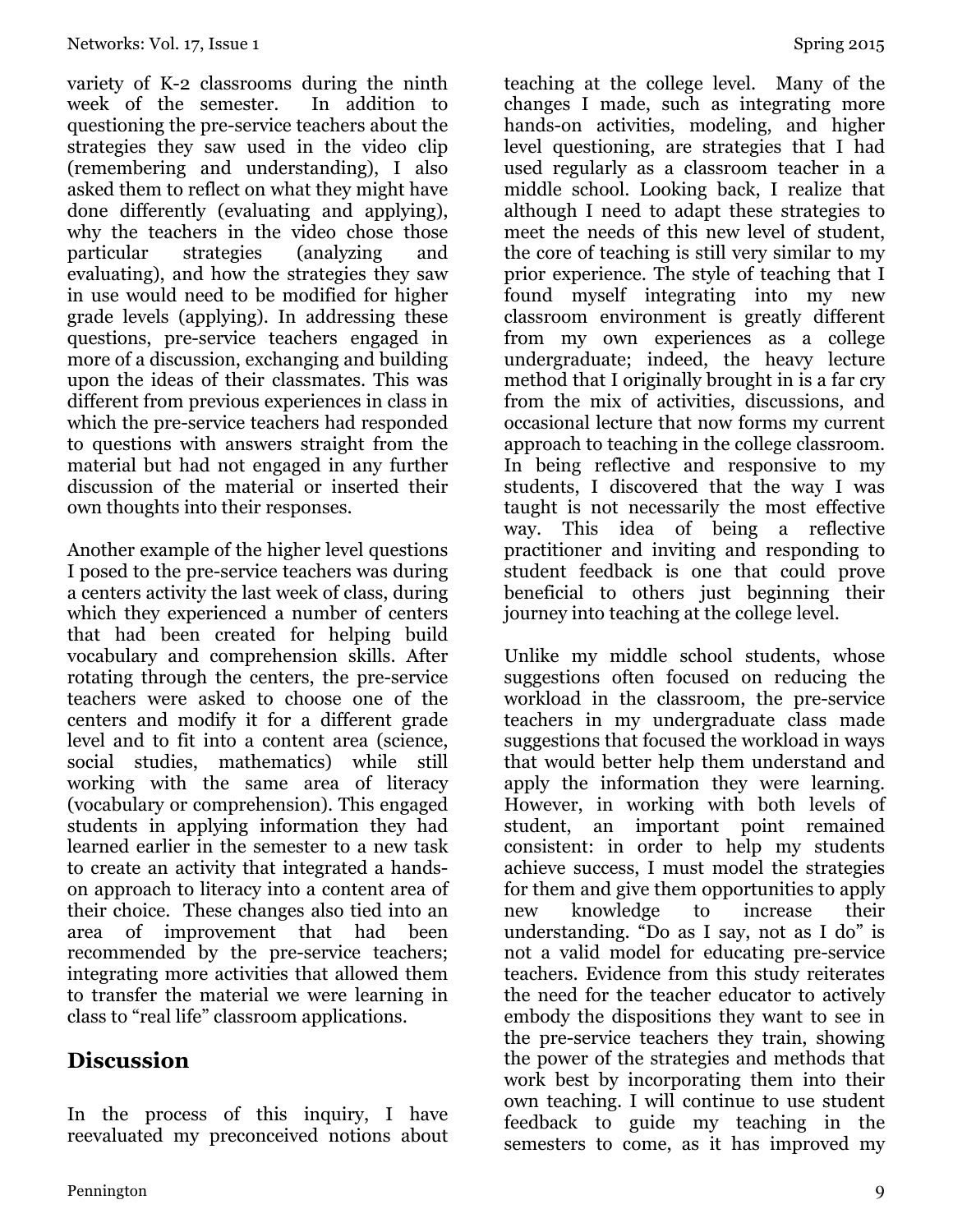variety of K-2 classrooms during the ninth week of the semester. In addition to questioning the pre-service teachers about the strategies they saw used in the video clip (remembering and understanding), I also asked them to reflect on what they might have done differently (evaluating and applying), why the teachers in the video chose those particular strategies (analyzing and evaluating), and how the strategies they saw in use would need to be modified for higher grade levels (applying). In addressing these questions, pre-service teachers engaged in more of a discussion, exchanging and building upon the ideas of their classmates. This was different from previous experiences in class in which the pre-service teachers had responded to questions with answers straight from the material but had not engaged in any further discussion of the material or inserted their own thoughts into their responses.

Another example of the higher level questions I posed to the pre-service teachers was during a centers activity the last week of class, during which they experienced a number of centers that had been created for helping build vocabulary and comprehension skills. After rotating through the centers, the pre-service teachers were asked to choose one of the centers and modify it for a different grade level and to fit into a content area (science, social studies, mathematics) while still working with the same area of literacy (vocabulary or comprehension). This engaged students in applying information they had learned earlier in the semester to a new task to create an activity that integrated a hands-on approach to literacy into a content area of their choice. These changes also tied into an area of improvement that had been recommended by the pre-service teachers; integrating more activities that allowed them to transfer the material we were learning in class to "real life" classroom applications.

## Discussion

In the process of this inquiry, I have reevaluated my preconceived notions about teaching at the college level. Many of the changes I made, such as integrating more hands-on activities, modeling, and higher level questioning, are strategies that I had used regularly as a classroom teacher in a middle school. Looking back, I realize that although I need to adapt these strategies to meet the needs of this new level of student, the core of teaching is still very similar to my prior experience. The style of teaching that I found myself integrating into my new classroom environment is greatly different from my own experiences as a college undergraduate; indeed, the heavy lecture method that I originally brought in is a far cry from the mix of activities, discussions, and occasional lecture that now forms my current approach to teaching in the college classroom. In being reflective and responsive to my students, I discovered that the way I was taught is not necessarily the most effective way. This idea of being a reflective practitioner and inviting and responding to student feedback is one that could prove beneficial to others just beginning their journey into teaching at the college level.

Unlike my middle school students, whose suggestions often focused on reducing the workload in the classroom, the pre-service teachers in my undergraduate class made suggestions that focused the workload in ways that would better help them understand and apply the information they were learning. However, in working with both levels of student, an important point remained consistent: in order to help my students achieve success, I must model the strategies for them and give them opportunities to apply new knowledge to increase their understanding. "Do as I say, not as I do" is not a valid model for educating pre-service teachers. Evidence from this study reiterates the need for the teacher educator to actively embody the dispositions they want to see in the pre-service teachers they train, showing the power of the strategies and methods that work best by incorporating them into their own teaching. I will continue to use student feedback to guide my teaching in the semesters to come, as it has improved my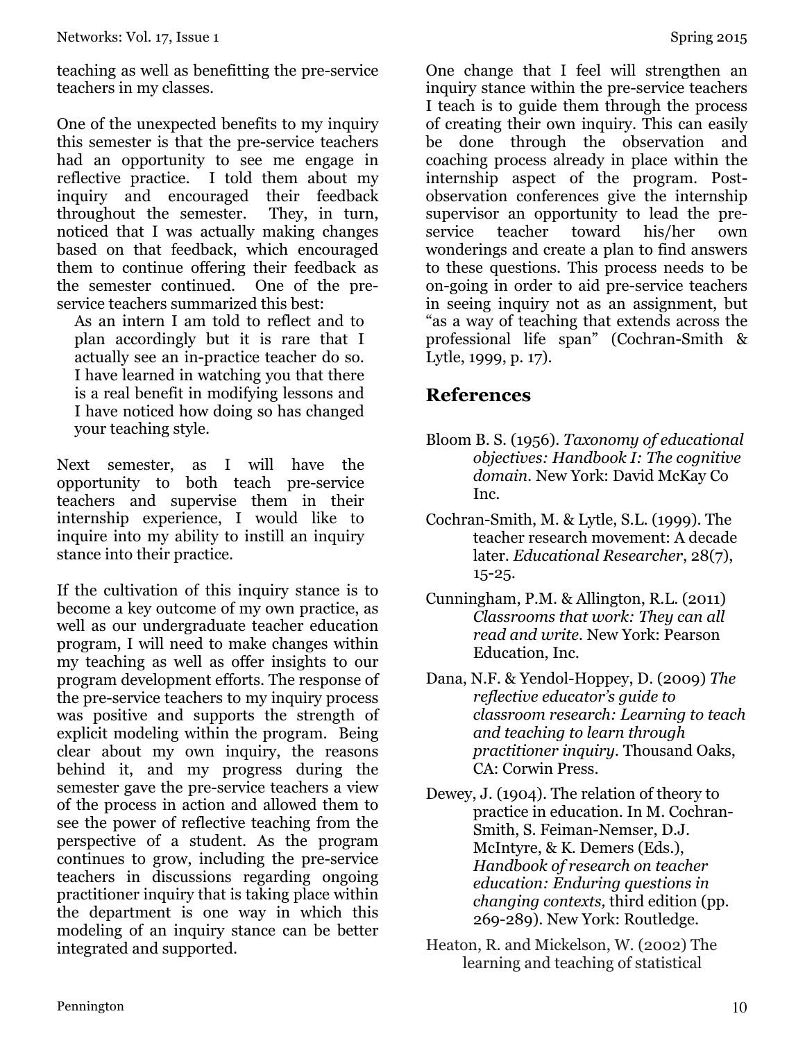teaching as well as benefitting the pre-service teachers in my classes.

One of the unexpected benefits to my inquiry this semester is that the pre-service teachers had an opportunity to see me engage in reflective practice. I told them about my inquiry and encouraged their feedback throughout the semester. They, in turn, noticed that I was actually making changes based on that feedback, which encouraged them to continue offering their feedback as the semester continued. One of the pre-service teachers summarized this best:

> As an intern I am told to reflect and to plan accordingly but it is rare that I actually see an in-practice teacher do so. I have learned in watching you that there is a real benefit in modifying lessons and I have noticed how doing so has changed your teaching style.

Next semester, as I will have the opportunity to both teach pre-service teachers and supervise them in their internship experience, I would like to inquire into my ability to instill an inquiry stance into their practice.

If the cultivation of this inquiry stance is to become a key outcome of my own practice, as well as our undergraduate teacher education program, I will need to make changes within my teaching as well as offer insights to our program development efforts. The response of the pre-service teachers to my inquiry process was positive and supports the strength of explicit modeling within the program. Being clear about my own inquiry, the reasons behind it, and my progress during the semester gave the pre-service teachers a view of the process in action and allowed them to see the power of reflective teaching from the perspective of a student. As the program continues to grow, including the pre-service teachers in discussions regarding ongoing practitioner inquiry that is taking place within the department is one way in which this modeling of an inquiry stance can be better integrated and supported.

One change that I feel will strengthen an inquiry stance within the pre-service teachers I teach is to guide them through the process of creating their own inquiry. This can easily be done through the observation and coaching process already in place within the internship aspect of the program. Post-observation conferences give the internship supervisor an opportunity to lead the pre-service teacher toward his/her own wonderings and create a plan to find answers to these questions. This process needs to be on-going in order to aid pre-service teachers in seeing inquiry not as an assignment, but "as a way of teaching that extends across the professional life span" (Cochran-Smith & Lytle, 1999, p. 17).

## References

Bloom B. S. (1956). *Taxonomy of educational objectives: Handbook I: The cognitive domain*. New York: David McKay Co Inc.

Cochran-Smith, M. & Lytle, S.L. (1999). The teacher research movement: A decade later. *Educational Researcher*, 28(7), 15-25.

Cunningham, P.M. & Allington, R.L. (2011) *Classrooms that work: They can all read and write*. New York: Pearson Education, Inc.

Dana, N.F. & Yendol-Hoppey, D. (2009) *The reflective educator's guide to classroom research: Learning to teach and teaching to learn through practitioner inquiry*. Thousand Oaks, CA: Corwin Press.

Dewey, J. (1904). The relation of theory to practice in education. In M. Cochran-Smith, S. Feiman-Nemser, D.J. McIntyre, & K. Demers (Eds.), *Handbook of research on teacher education: Enduring questions in changing contexts,* third edition (pp. 269-289). New York: Routledge.

Heaton, R. and Mickelson, W. (2002) The learning and teaching of statistical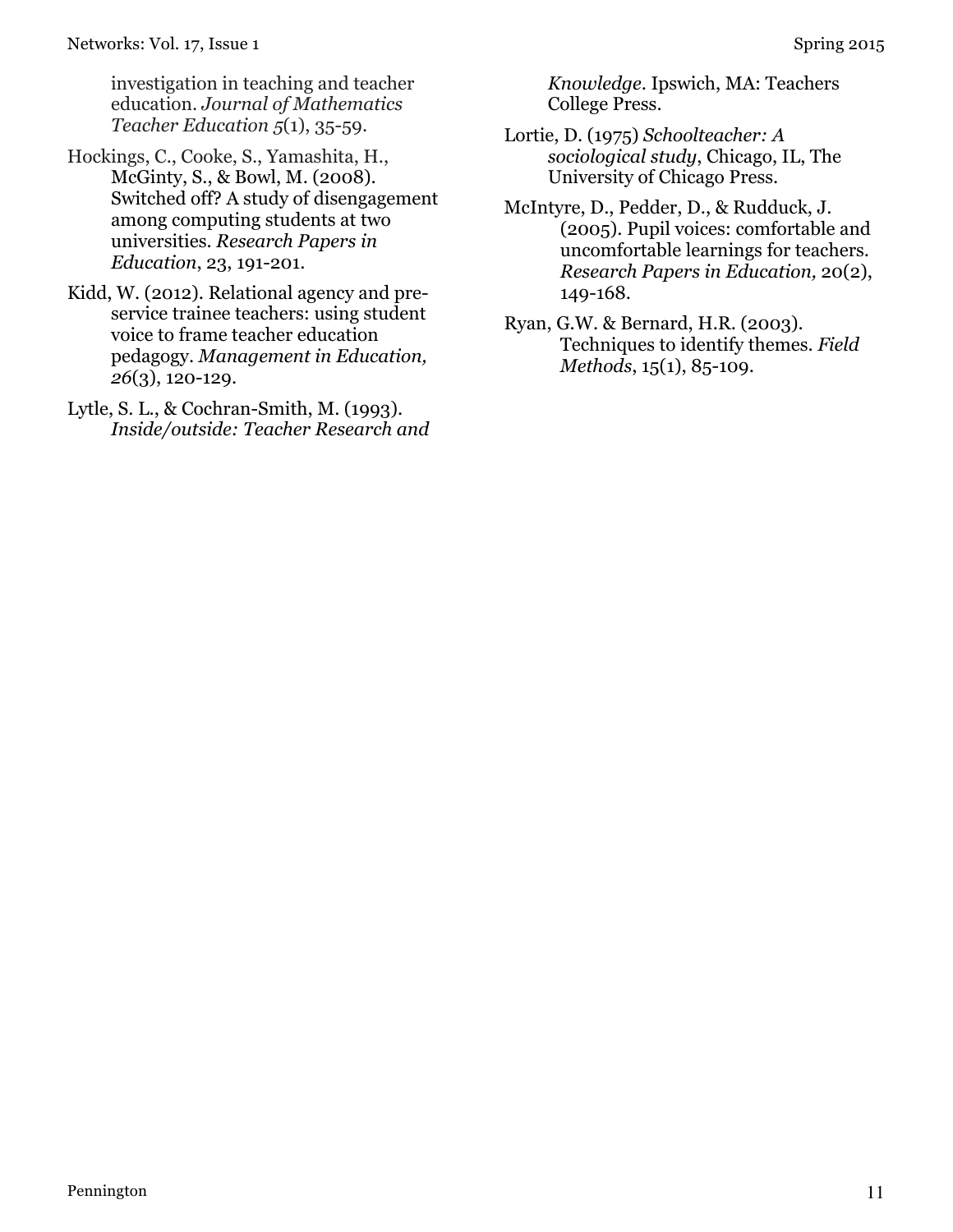investigation in teaching and teacher education. *Journal of Mathematics Teacher Education 5*(1), 35-59.

Hockings, C., Cooke, S., Yamashita, H., McGinty, S., & Bowl, M. (2008). Switched off? A study of disengagement among computing students at two universities. *Research Papers in Education*, 23, 191-201.

Kidd, W. (2012). Relational agency and pre-service trainee teachers: using student voice to frame teacher education pedagogy. *Management in Education, 26*(3), 120-129.

Lytle, S. L., & Cochran-Smith, M. (1993). *Inside/outside: Teacher Research and Knowledge*. Ipswich, MA: Teachers College Press.

Lortie, D. (1975) *Schoolteacher: A sociological study*, Chicago, IL, The University of Chicago Press.

McIntyre, D., Pedder, D., & Rudduck, J. (2005). Pupil voices: comfortable and uncomfortable learnings for teachers. *Research Papers in Education,* 20(2), 149-168.

Ryan, G.W. & Bernard, H.R. (2003). Techniques to identify themes. *Field Methods*, 15(1), 85-109.